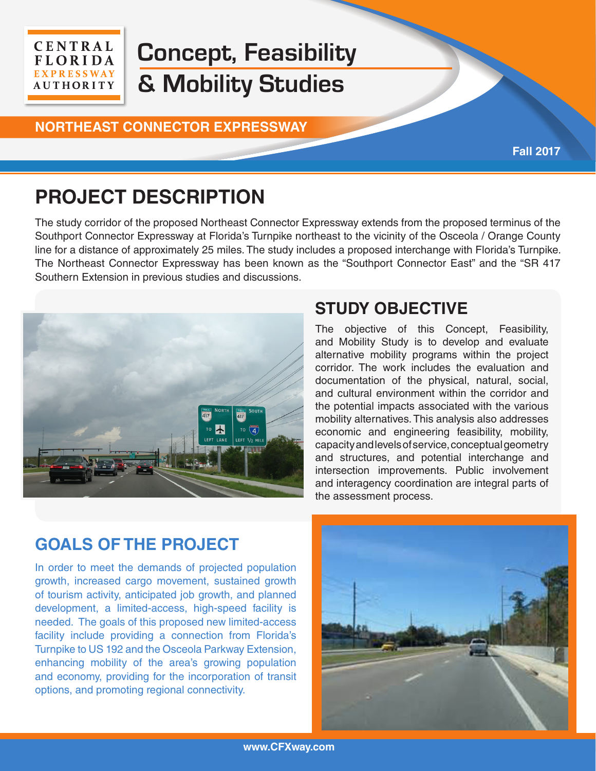CENTRAL FLORIDA EXPRESSWAY AUTHORITY

# Concept, Feasibility & Mobility Studies

**NORTHEAST CONNECTOR EXPRESSWAY**

**Fall 2017**

## PROJECT DESCRIPTION

The study corridor of the proposed Northeast Connector Expressway extends from the proposed terminus of the Southport Connector Expressway at Florida's Turnpike northeast to the vicinity of the Osceola / Orange County line for a distance of approximately 25 miles. The study includes a proposed interchange with Florida's Turnpike. The Northeast Connector Expressway has been known as the "Southport Connector East" and the "SR 417 Southern Extension in previous studies and discussions.

## STUDY OBJECTIVE

The objective of this Concept, Feasibility, and Mobility Study is to develop and evaluate alternative mobility programs within the project corridor. The work includes the evaluation and documentation of the physical, natural, social, and cultural environment within the corridor and the potential impacts associated with the various mobility alternatives. This analysis also addresses economic and engineering feasibility, mobility, capacity and levels of service, conceptual geometry and structures, and potential interchange and intersection improvements. Public involvement and interagency coordination are integral parts of the assessment process.

## GOALS OF THE PROJECT

In order to meet the demands of projected population growth, increased cargo movement, sustained growth of tourism activity, anticipated job growth, and planned development, a limited-access, high-speed facility is needed. The goals of this proposed new limited-access facility include providing a connection from Florida's Turnpike to US 192 and the Osceola Parkway Extension, enhancing mobility of the area's growing population and economy, providing for the incorporation of transit options, and promoting regional connectivity.

www.CFXway.com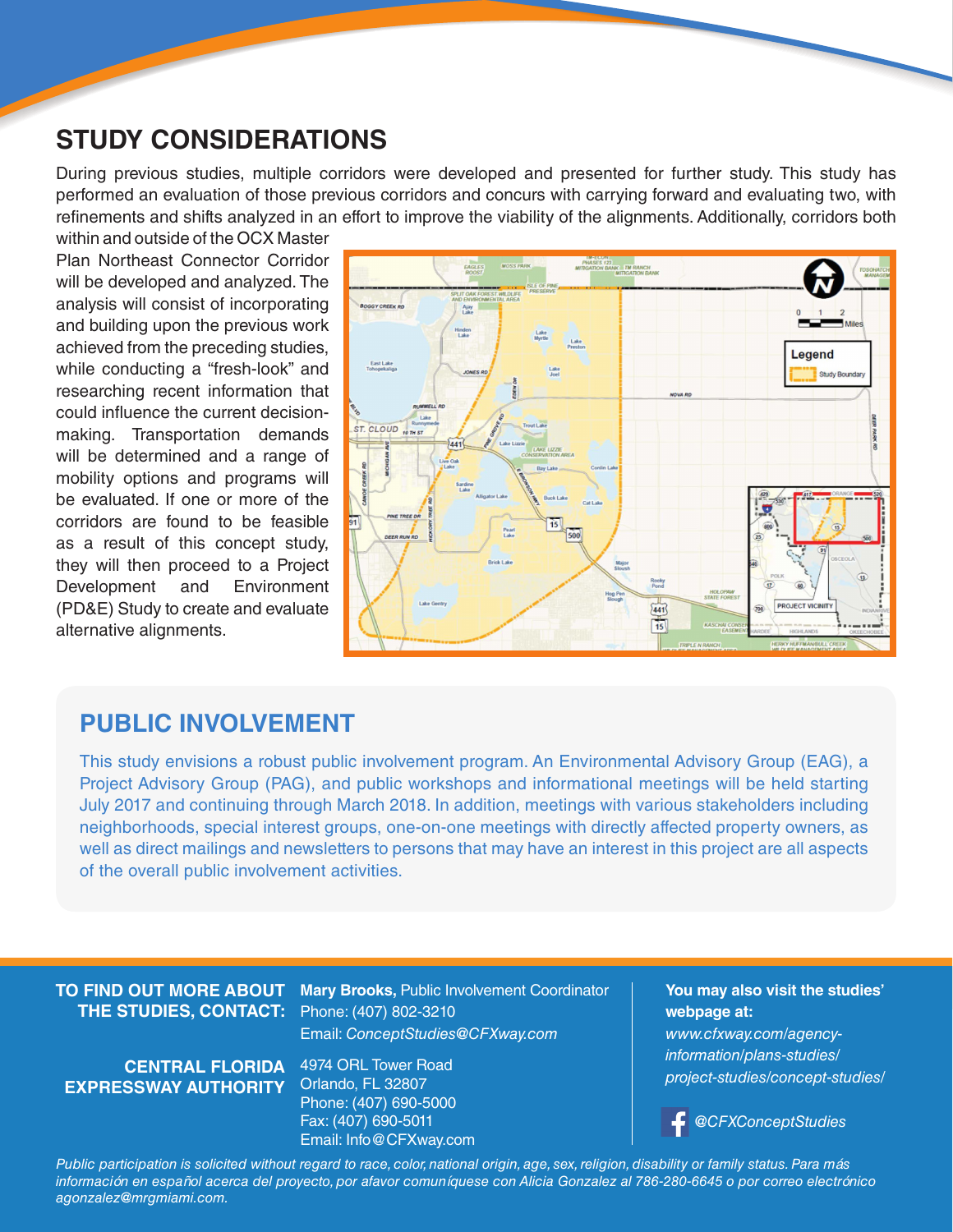## STUDY CONSIDERATIONS

During previous studies, multiple corridors were developed and presented for further study. This study has performed an evaluation of those previous corridors and concurs with carrying forward and evaluating two, with refinements and shifts analyzed in an effort to improve the viability of the alignments. Additionally, corridors both within and outside of the OCX Master Plan Northeast Connector Corridor will be developed and analyzed. The analysis will consist of incorporating and building upon the previous work achieved from the preceding studies, while conducting a "fresh-look" and researching recent information that could influence the current decision-making. Transportation demands will be determined and a range of mobility options and programs will be evaluated. If one or more of the corridors are found to be feasible as a result of this concept study, they will then proceed to a Project Development and Environment (PD&E) Study to create and evaluate alternative alignments.

## PUBLIC INVOLVEMENT

This study envisions a robust public involvement program. An Environmental Advisory Group (EAG), a Project Advisory Group (PAG), and public workshops and informational meetings will be held starting July 2017 and continuing through March 2018. In addition, meetings with various stakeholders including neighborhoods, special interest groups, one-on-one meetings with directly affected property owners, as well as direct mailings and newsletters to persons that may have an interest in this project are all aspects of the overall public involvement activities.

**TO FIND OUT MORE ABOUT THE STUDIES, CONTACT:**

**Mary Brooks,** Public Involvement Coordinator
Phone: (407) 802-3210
Email: *ConceptStudies@CFXway.com*

**CENTRAL FLORIDA EXPRESSWAY AUTHORITY**

4974 ORL Tower Road
Orlando, FL 32807
Phone: (407) 690-5000
Fax: (407) 690-5011
Email: Info@CFXway.com

**You may also visit the studies' webpage at:**
*www.cfxway.com/agency-information/plans-studies/project-studies/concept-studies/*

*@CFXConceptStudies*

*Public participation is solicited without regard to race, color, national origin, age, sex, religion, disability or family status. Para más información en español acerca del proyecto, por afavor comuníquese con Alicia Gonzalez al 786-280-6645 o por correo electrónico agonzalez@mrgmiami.com.*